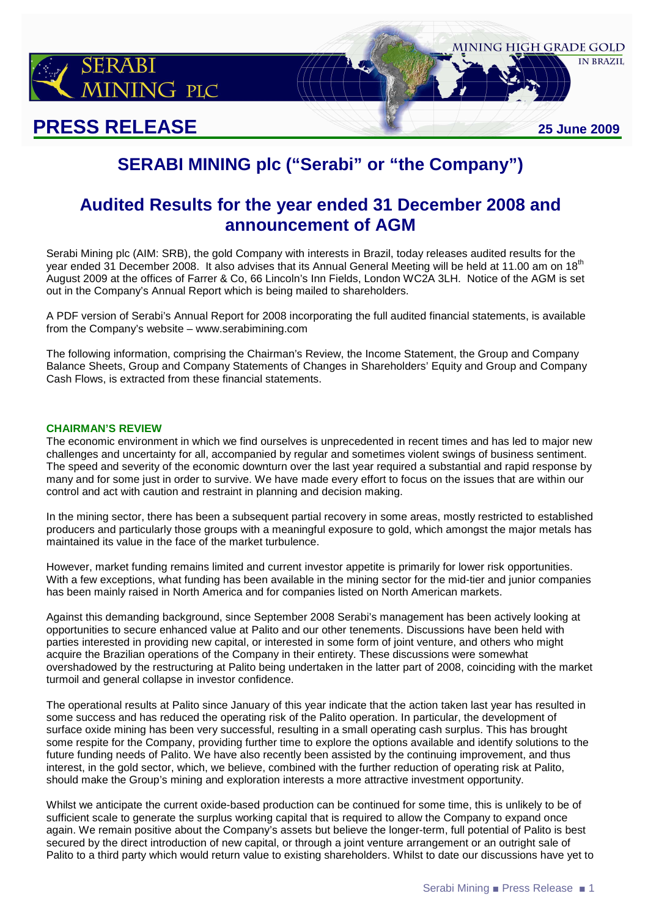# PRESS RELEASE

**25 June 2009**

## SERABI MINING plc ("Serabi" or "the Company")

## Audited Results for the year ended 31 December 2008 and announcement of AGM

Serabi Mining plc (AIM: SRB), the gold Company with interests in Brazil, today releases audited results for the year ended 31 December 2008. It also advises that its Annual General Meeting will be held at 11.00 am on 18th August 2009 at the offices of Farrer & Co, 66 Lincoln's Inn Fields, London WC2A 3LH. Notice of the AGM is set out in the Company's Annual Report which is being mailed to shareholders.

A PDF version of Serabi's Annual Report for 2008 incorporating the full audited financial statements, is available from the Company's website – www.serabimining.com

The following information, comprising the Chairman's Review, the Income Statement, the Group and Company Balance Sheets, Group and Company Statements of Changes in Shareholders' Equity and Group and Company Cash Flows, is extracted from these financial statements.

### CHAIRMAN'S REVIEW

The economic environment in which we find ourselves is unprecedented in recent times and has led to major new challenges and uncertainty for all, accompanied by regular and sometimes violent swings of business sentiment. The speed and severity of the economic downturn over the last year required a substantial and rapid response by many and for some just in order to survive. We have made every effort to focus on the issues that are within our control and act with caution and restraint in planning and decision making.

In the mining sector, there has been a subsequent partial recovery in some areas, mostly restricted to established producers and particularly those groups with a meaningful exposure to gold, which amongst the major metals has maintained its value in the face of the market turbulence.

However, market funding remains limited and current investor appetite is primarily for lower risk opportunities. With a few exceptions, what funding has been available in the mining sector for the mid-tier and junior companies has been mainly raised in North America and for companies listed on North American markets.

Against this demanding background, since September 2008 Serabi's management has been actively looking at opportunities to secure enhanced value at Palito and our other tenements. Discussions have been held with parties interested in providing new capital, or interested in some form of joint venture, and others who might acquire the Brazilian operations of the Company in their entirety. These discussions were somewhat overshadowed by the restructuring at Palito being undertaken in the latter part of 2008, coinciding with the market turmoil and general collapse in investor confidence.

The operational results at Palito since January of this year indicate that the action taken last year has resulted in some success and has reduced the operating risk of the Palito operation. In particular, the development of surface oxide mining has been very successful, resulting in a small operating cash surplus. This has brought some respite for the Company, providing further time to explore the options available and identify solutions to the future funding needs of Palito. We have also recently been assisted by the continuing improvement, and thus interest, in the gold sector, which, we believe, combined with the further reduction of operating risk at Palito, should make the Group's mining and exploration interests a more attractive investment opportunity.

Whilst we anticipate the current oxide-based production can be continued for some time, this is unlikely to be of sufficient scale to generate the surplus working capital that is required to allow the Company to expand once again. We remain positive about the Company's assets but believe the longer-term, full potential of Palito is best secured by the direct introduction of new capital, or through a joint venture arrangement or an outright sale of Palito to a third party which would return value to existing shareholders. Whilst to date our discussions have yet to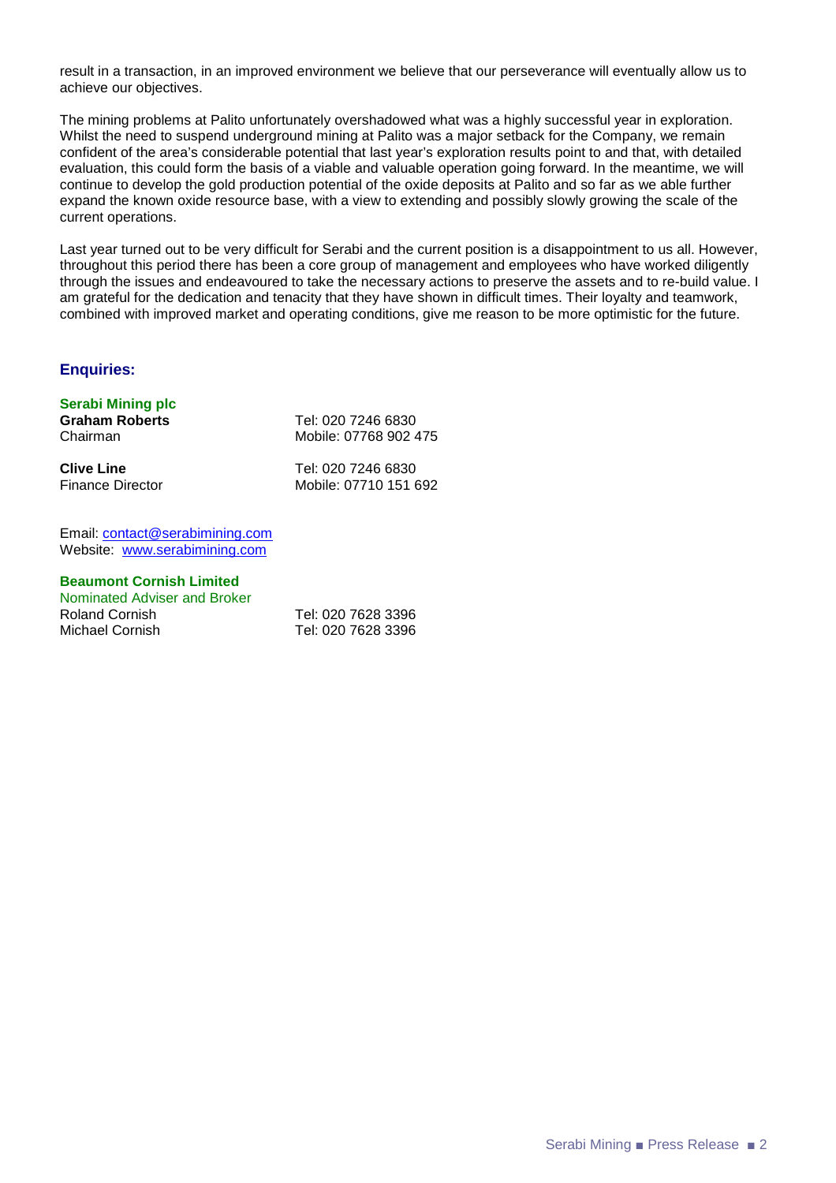result in a transaction, in an improved environment we believe that our perseverance will eventually allow us to achieve our objectives.

The mining problems at Palito unfortunately overshadowed what was a highly successful year in exploration. Whilst the need to suspend underground mining at Palito was a major setback for the Company, we remain confident of the area's considerable potential that last year's exploration results point to and that, with detailed evaluation, this could form the basis of a viable and valuable operation going forward. In the meantime, we will continue to develop the gold production potential of the oxide deposits at Palito and so far as we able further expand the known oxide resource base, with a view to extending and possibly slowly growing the scale of the current operations.

Last year turned out to be very difficult for Serabi and the current position is a disappointment to us all. However, throughout this period there has been a core group of management and employees who have worked diligently through the issues and endeavoured to take the necessary actions to preserve the assets and to re-build value. I am grateful for the dedication and tenacity that they have shown in difficult times. Their loyalty and teamwork, combined with improved market and operating conditions, give me reason to be more optimistic for the future.

## Enquiries:

**Serabi Mining plc**

**Graham Roberts** — Tel: 020 7246 6830
Chairman — Mobile: 07768 902 475

**Clive Line** — Tel: 020 7246 6830
Finance Director — Mobile: 07710 151 692

Email: contact@serabimining.com
Website: www.serabimining.com

**Beaumont Cornish Limited**
Nominated Adviser and Broker
Roland Cornish — Tel: 020 7628 3396
Michael Cornish — Tel: 020 7628 3396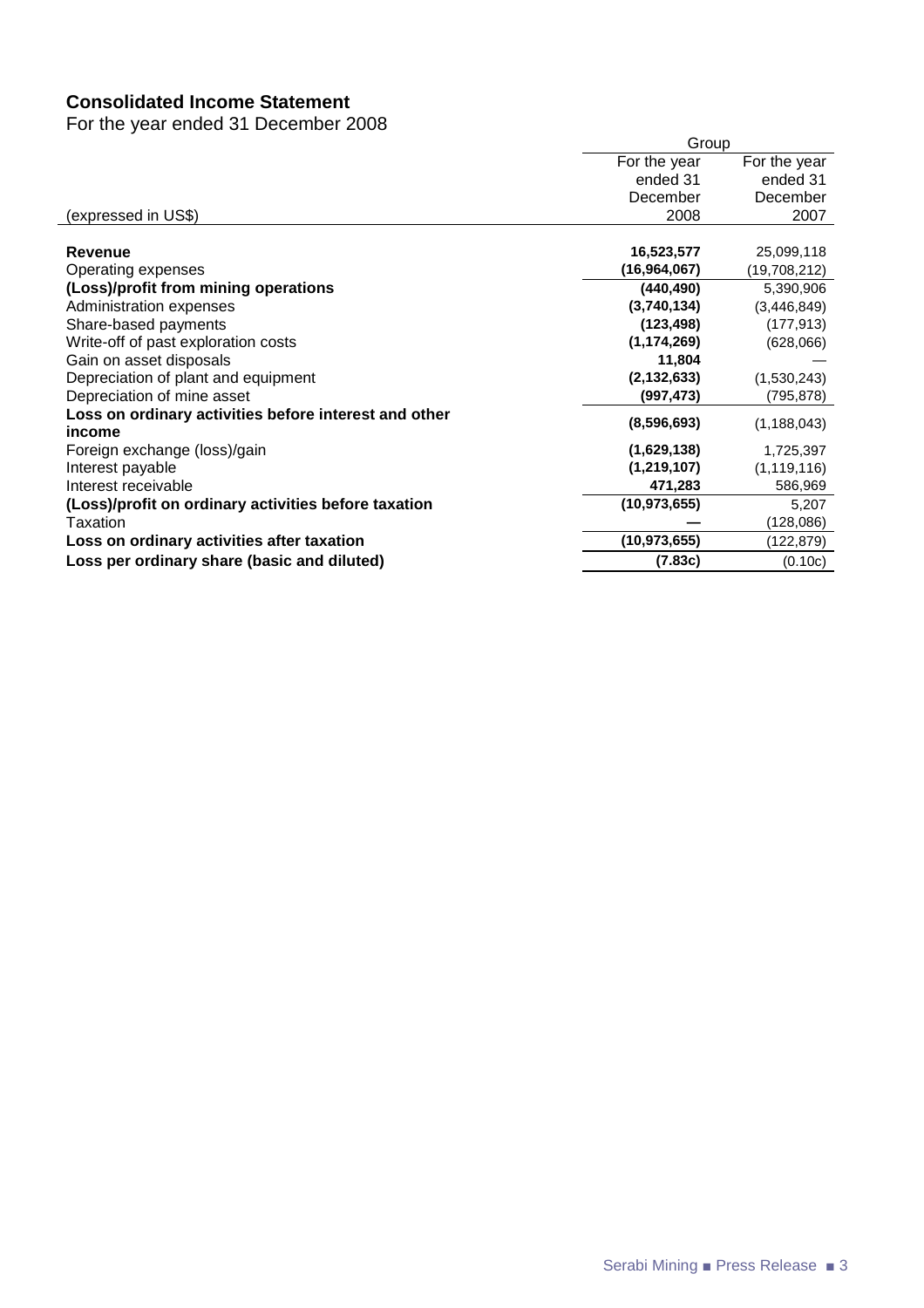## Consolidated Income Statement

For the year ended 31 December 2008

| (expressed in US$) | Group For the year ended 31 December 2008 | For the year ended 31 December 2007 |
|---|---|---|
| **Revenue** | **16,523,577** | 25,099,118 |
| Operating expenses | **(16,964,067)** | (19,708,212) |
| **(Loss)/profit from mining operations** | **(440,490)** | 5,390,906 |
| Administration expenses | **(3,740,134)** | (3,446,849) |
| Share-based payments | **(123,498)** | (177,913) |
| Write-off of past exploration costs | **(1,174,269)** | (628,066) |
| Gain on asset disposals | **11,804** | — |
| Depreciation of plant and equipment | **(2,132,633)** | (1,530,243) |
| Depreciation of mine asset | **(997,473)** | (795,878) |
| **Loss on ordinary activities before interest and other income** | **(8,596,693)** | (1,188,043) |
| Foreign exchange (loss)/gain | **(1,629,138)** | 1,725,397 |
| Interest payable | **(1,219,107)** | (1,119,116) |
| Interest receivable | **471,283** | 586,969 |
| **(Loss)/profit on ordinary activities before taxation** | **(10,973,655)** | 5,207 |
| Taxation | **—** | (128,086) |
| **Loss on ordinary activities after taxation** | **(10,973,655)** | (122,879) |
| **Loss per ordinary share (basic and diluted)** | **(7.83c)** | (0.10c) |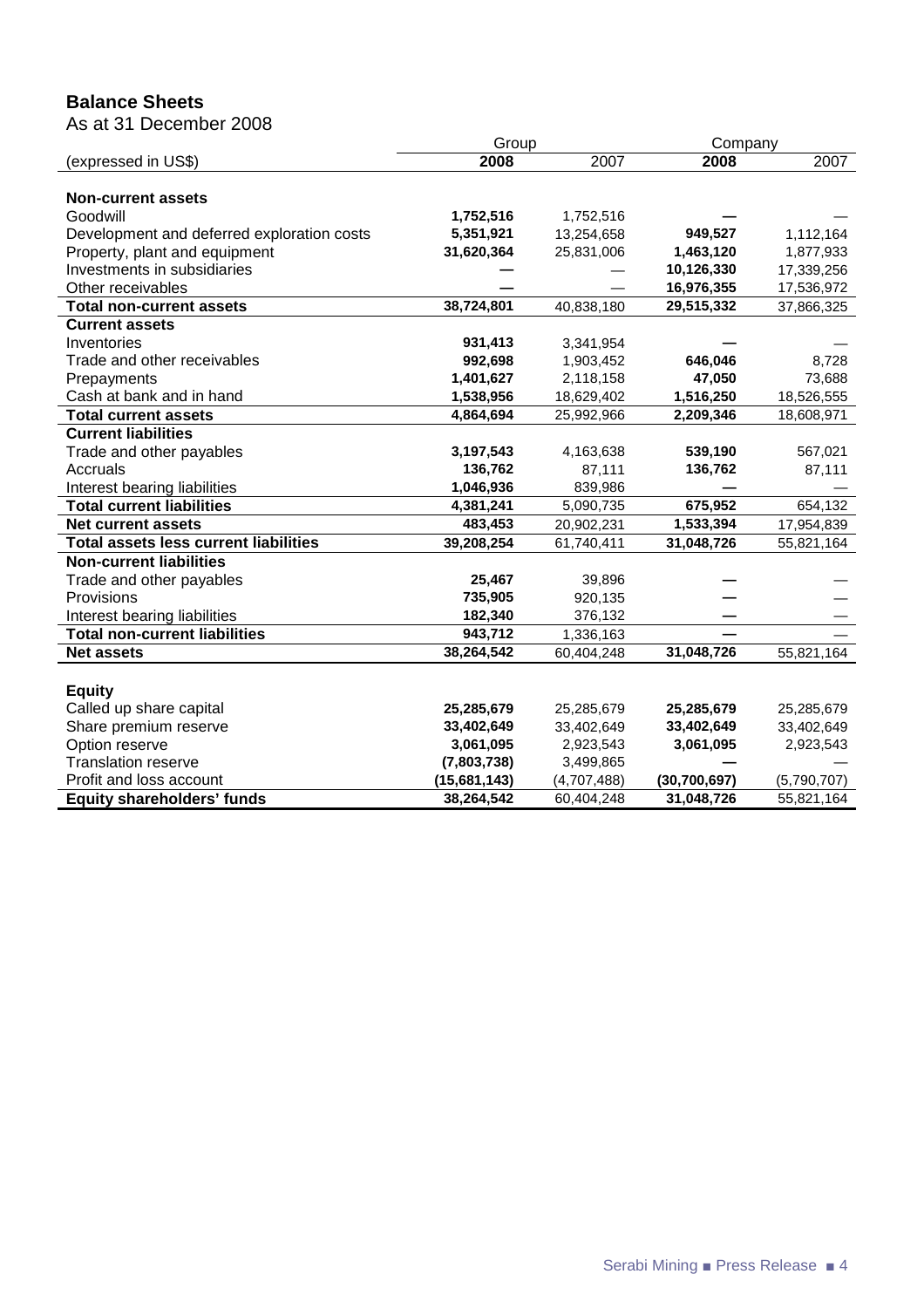## Balance Sheets

As at 31 December 2008

| (expressed in US$) | Group | | Company | |
|---|---|---|---|---|
| | **2008** | 2007 | **2008** | 2007 |
| **Non-current assets** | | | | |
| Goodwill | **1,752,516** | 1,752,516 | **—** | — |
| Development and deferred exploration costs | **5,351,921** | 13,254,658 | **949,527** | 1,112,164 |
| Property, plant and equipment | **31,620,364** | 25,831,006 | **1,463,120** | 1,877,933 |
| Investments in subsidiaries | **—** | — | **10,126,330** | 17,339,256 |
| Other receivables | **—** | — | **16,976,355** | 17,536,972 |
| **Total non-current assets** | **38,724,801** | 40,838,180 | **29,515,332** | 37,866,325 |
| **Current assets** | | | | |
| Inventories | **931,413** | 3,341,954 | **—** | — |
| Trade and other receivables | **992,698** | 1,903,452 | **646,046** | 8,728 |
| Prepayments | **1,401,627** | 2,118,158 | **47,050** | 73,688 |
| Cash at bank and in hand | **1,538,956** | 18,629,402 | **1,516,250** | 18,526,555 |
| **Total current assets** | **4,864,694** | 25,992,966 | **2,209,346** | 18,608,971 |
| **Current liabilities** | | | | |
| Trade and other payables | **3,197,543** | 4,163,638 | **539,190** | 567,021 |
| Accruals | **136,762** | 87,111 | **136,762** | 87,111 |
| Interest bearing liabilities | **1,046,936** | 839,986 | **—** | — |
| **Total current liabilities** | **4,381,241** | 5,090,735 | **675,952** | 654,132 |
| **Net current assets** | **483,453** | 20,902,231 | **1,533,394** | 17,954,839 |
| **Total assets less current liabilities** | **39,208,254** | 61,740,411 | **31,048,726** | 55,821,164 |
| **Non-current liabilities** | | | | |
| Trade and other payables | **25,467** | 39,896 | **—** | — |
| Provisions | **735,905** | 920,135 | **—** | — |
| Interest bearing liabilities | **182,340** | 376,132 | **—** | — |
| **Total non-current liabilities** | **943,712** | 1,336,163 | **—** | — |
| **Net assets** | **38,264,542** | 60,404,248 | **31,048,726** | 55,821,164 |
| | | | | |
| **Equity** | | | | |
| Called up share capital | **25,285,679** | 25,285,679 | **25,285,679** | 25,285,679 |
| Share premium reserve | **33,402,649** | 33,402,649 | **33,402,649** | 33,402,649 |
| Option reserve | **3,061,095** | 2,923,543 | **3,061,095** | 2,923,543 |
| Translation reserve | **(7,803,738)** | 3,499,865 | **—** | — |
| Profit and loss account | **(15,681,143)** | (4,707,488) | **(30,700,697)** | (5,790,707) |
| **Equity shareholders' funds** | **38,264,542** | 60,404,248 | **31,048,726** | 55,821,164 |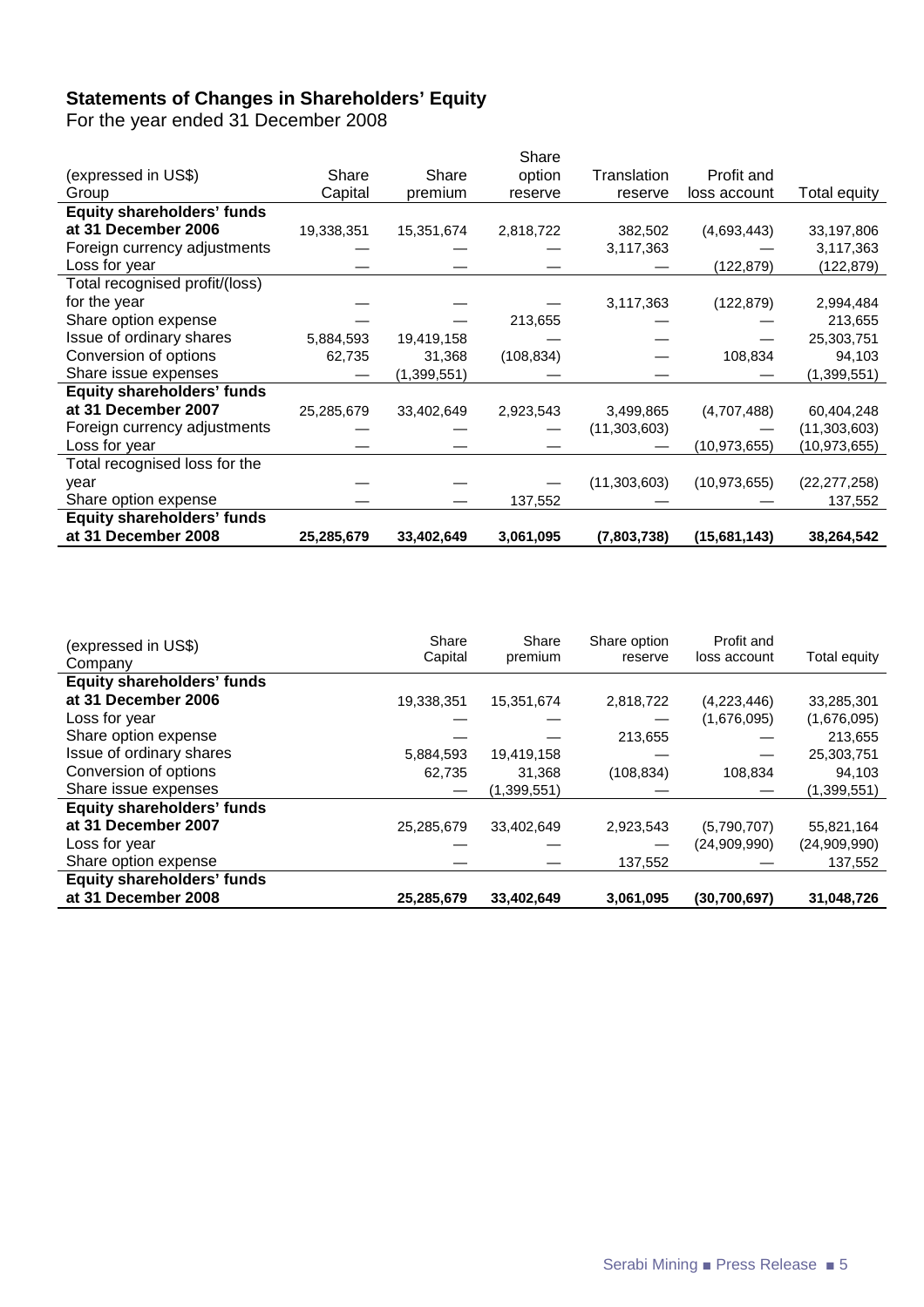## Statements of Changes in Shareholders' Equity

For the year ended 31 December 2008

| (expressed in US$) Group | Share Capital | Share premium | Share option reserve | Translation reserve | Profit and loss account | Total equity |
|---|---|---|---|---|---|---|
| **Equity shareholders' funds at 31 December 2006** | 19,338,351 | 15,351,674 | 2,818,722 | 382,502 | (4,693,443) | 33,197,806 |
| Foreign currency adjustments | — | — | — | 3,117,363 | — | 3,117,363 |
| Loss for year | — | — | — | — | (122,879) | (122,879) |
| Total recognised profit/(loss) for the year | — | — | — | 3,117,363 | (122,879) | 2,994,484 |
| Share option expense | — | — | 213,655 | — | — | 213,655 |
| Issue of ordinary shares | 5,884,593 | 19,419,158 | — | — | — | 25,303,751 |
| Conversion of options | 62,735 | 31,368 | (108,834) | — | 108,834 | 94,103 |
| Share issue expenses | — | (1,399,551) | — | — | — | (1,399,551) |
| **Equity shareholders' funds at 31 December 2007** | 25,285,679 | 33,402,649 | 2,923,543 | 3,499,865 | (4,707,488) | 60,404,248 |
| Foreign currency adjustments | — | — | — | (11,303,603) | — | (11,303,603) |
| Loss for year | — | — | — | — | (10,973,655) | (10,973,655) |
| Total recognised loss for the year | — | — | — | (11,303,603) | (10,973,655) | (22,277,258) |
| Share option expense | — | — | 137,552 | — | — | 137,552 |
| **Equity shareholders' funds at 31 December 2008** | **25,285,679** | **33,402,649** | **3,061,095** | **(7,803,738)** | **(15,681,143)** | **38,264,542** |

| (expressed in US$) Company | Share Capital | Share premium | Share option reserve | Profit and loss account | Total equity |
|---|---|---|---|---|---|
| **Equity shareholders' funds at 31 December 2006** | 19,338,351 | 15,351,674 | 2,818,722 | (4,223,446) | 33,285,301 |
| Loss for year | — | — | — | (1,676,095) | (1,676,095) |
| Share option expense | — | — | 213,655 | — | 213,655 |
| Issue of ordinary shares | 5,884,593 | 19,419,158 | — | — | 25,303,751 |
| Conversion of options | 62,735 | 31,368 | (108,834) | 108,834 | 94,103 |
| Share issue expenses | — | (1,399,551) | — | — | (1,399,551) |
| **Equity shareholders' funds at 31 December 2007** | 25,285,679 | 33,402,649 | 2,923,543 | (5,790,707) | 55,821,164 |
| Loss for year | — | — | — | (24,909,990) | (24,909,990) |
| Share option expense | — | — | 137,552 | — | 137,552 |
| **Equity shareholders' funds at 31 December 2008** | **25,285,679** | **33,402,649** | **3,061,095** | **(30,700,697)** | **31,048,726** |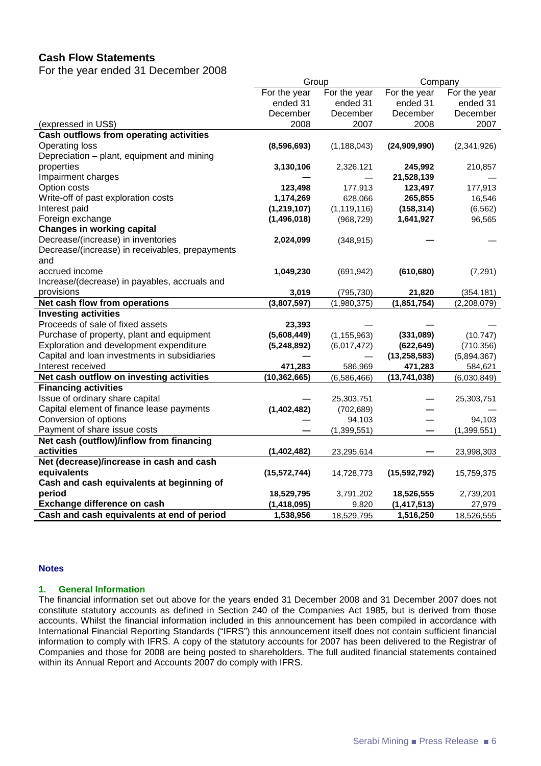## Cash Flow Statements

For the year ended 31 December 2008

| (expressed in US$) | Group | | Company | |
|---|---|---|---|---|
| | For the year ended 31 December 2008 | For the year ended 31 December 2007 | For the year ended 31 December 2008 | For the year ended 31 December 2007 |
| **Cash outflows from operating activities** | | | | |
| Operating loss | **(8,596,693)** | (1,188,043) | **(24,909,990)** | (2,341,926) |
| Depreciation – plant, equipment and mining properties | **3,130,106** | 2,326,121 | **245,992** | 210,857 |
| Impairment charges | **—** | — | **21,528,139** | — |
| Option costs | **123,498** | 177,913 | **123,497** | 177,913 |
| Write-off of past exploration costs | **1,174,269** | 628,066 | **265,855** | 16,546 |
| Interest paid | **(1,219,107)** | (1,119,116) | **(158,314)** | (6,562) |
| Foreign exchange | **(1,496,018)** | (968,729) | **1,641,927** | 96,565 |
| **Changes in working capital** | | | | |
| Decrease/(increase) in inventories | **2,024,099** | (348,915) | **—** | — |
| Decrease/(increase) in receivables, prepayments and accrued income | **1,049,230** | (691,942) | **(610,680)** | (7,291) |
| Increase/(decrease) in payables, accruals and provisions | **3,019** | (795,730) | **21,820** | (354,181) |
| **Net cash flow from operations** | **(3,807,597)** | (1,980,375) | **(1,851,754)** | (2,208,079) |
| **Investing activities** | | | | |
| Proceeds of sale of fixed assets | **23,393** | — | **—** | — |
| Purchase of property, plant and equipment | **(5,608,449)** | (1,155,963) | **(331,089)** | (10,747) |
| Exploration and development expenditure | **(5,248,892)** | (6,017,472) | **(622,649)** | (710,356) |
| Capital and loan investments in subsidiaries | **—** | — | **(13,258,583)** | (5,894,367) |
| Interest received | **471,283** | 586,969 | **471,283** | 584,621 |
| **Net cash outflow on investing activities** | **(10,362,665)** | (6,586,466) | **(13,741,038)** | (6,030,849) |
| **Financing activities** | | | | |
| Issue of ordinary share capital | **—** | 25,303,751 | **—** | 25,303,751 |
| Capital element of finance lease payments | **(1,402,482)** | (702,689) | **—** | — |
| Conversion of options | **—** | 94,103 | **—** | 94,103 |
| Payment of share issue costs | **—** | (1,399,551) | **—** | (1,399,551) |
| **Net cash (outflow)/inflow from financing activities** | **(1,402,482)** | 23,295,614 | **—** | 23,998,303 |
| **Net (decrease)/increase in cash and cash equivalents** | **(15,572,744)** | 14,728,773 | **(15,592,792)** | 15,759,375 |
| **Cash and cash equivalents at beginning of period** | **18,529,795** | 3,791,202 | **18,526,555** | 2,739,201 |
| **Exchange difference on cash** | **(1,418,095)** | 9,820 | **(1,417,513)** | 27,979 |
| **Cash and cash equivalents at end of period** | **1,538,956** | 18,529,795 | **1,516,250** | 18,526,555 |

### Notes

#### 1. General Information

The financial information set out above for the years ended 31 December 2008 and 31 December 2007 does not constitute statutory accounts as defined in Section 240 of the Companies Act 1985, but is derived from those accounts. Whilst the financial information included in this announcement has been compiled in accordance with International Financial Reporting Standards ("IFRS") this announcement itself does not contain sufficient financial information to comply with IFRS. A copy of the statutory accounts for 2007 has been delivered to the Registrar of Companies and those for 2008 are being posted to shareholders. The full audited financial statements contained within its Annual Report and Accounts 2007 do comply with IFRS.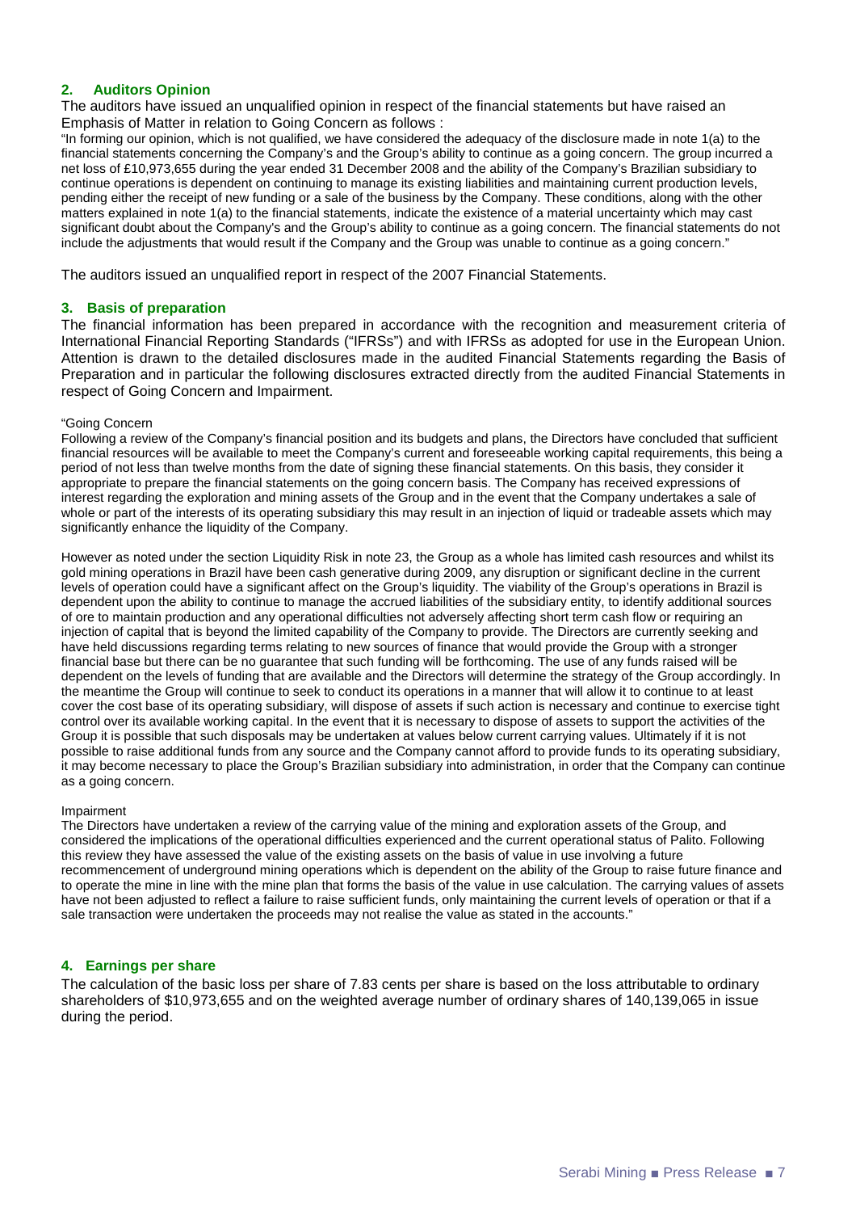## 2. Auditors Opinion

The auditors have issued an unqualified opinion in respect of the financial statements but have raised an Emphasis of Matter in relation to Going Concern as follows :

"In forming our opinion, which is not qualified, we have considered the adequacy of the disclosure made in note 1(a) to the financial statements concerning the Company's and the Group's ability to continue as a going concern. The group incurred a net loss of £10,973,655 during the year ended 31 December 2008 and the ability of the Company's Brazilian subsidiary to continue operations is dependent on continuing to manage its existing liabilities and maintaining current production levels, pending either the receipt of new funding or a sale of the business by the Company. These conditions, along with the other matters explained in note 1(a) to the financial statements, indicate the existence of a material uncertainty which may cast significant doubt about the Company's and the Group's ability to continue as a going concern. The financial statements do not include the adjustments that would result if the Company and the Group was unable to continue as a going concern."

The auditors issued an unqualified report in respect of the 2007 Financial Statements.

## 3. Basis of preparation

The financial information has been prepared in accordance with the recognition and measurement criteria of International Financial Reporting Standards ("IFRSs") and with IFRSs as adopted for use in the European Union. Attention is drawn to the detailed disclosures made in the audited Financial Statements regarding the Basis of Preparation and in particular the following disclosures extracted directly from the audited Financial Statements in respect of Going Concern and Impairment.

"Going Concern

Following a review of the Company's financial position and its budgets and plans, the Directors have concluded that sufficient financial resources will be available to meet the Company's current and foreseeable working capital requirements, this being a period of not less than twelve months from the date of signing these financial statements. On this basis, they consider it appropriate to prepare the financial statements on the going concern basis. The Company has received expressions of interest regarding the exploration and mining assets of the Group and in the event that the Company undertakes a sale of whole or part of the interests of its operating subsidiary this may result in an injection of liquid or tradeable assets which may significantly enhance the liquidity of the Company.

However as noted under the section Liquidity Risk in note 23, the Group as a whole has limited cash resources and whilst its gold mining operations in Brazil have been cash generative during 2009, any disruption or significant decline in the current levels of operation could have a significant affect on the Group's liquidity. The viability of the Group's operations in Brazil is dependent upon the ability to continue to manage the accrued liabilities of the subsidiary entity, to identify additional sources of ore to maintain production and any operational difficulties not adversely affecting short term cash flow or requiring an injection of capital that is beyond the limited capability of the Company to provide. The Directors are currently seeking and have held discussions regarding terms relating to new sources of finance that would provide the Group with a stronger financial base but there can be no guarantee that such funding will be forthcoming. The use of any funds raised will be dependent on the levels of funding that are available and the Directors will determine the strategy of the Group accordingly. In the meantime the Group will continue to seek to conduct its operations in a manner that will allow it to continue to at least cover the cost base of its operating subsidiary, will dispose of assets if such action is necessary and continue to exercise tight control over its available working capital. In the event that it is necessary to dispose of assets to support the activities of the Group it is possible that such disposals may be undertaken at values below current carrying values. Ultimately if it is not possible to raise additional funds from any source and the Company cannot afford to provide funds to its operating subsidiary, it may become necessary to place the Group's Brazilian subsidiary into administration, in order that the Company can continue as a going concern.

Impairment

The Directors have undertaken a review of the carrying value of the mining and exploration assets of the Group, and considered the implications of the operational difficulties experienced and the current operational status of Palito. Following this review they have assessed the value of the existing assets on the basis of value in use involving a future recommencement of underground mining operations which is dependent on the ability of the Group to raise future finance and to operate the mine in line with the mine plan that forms the basis of the value in use calculation. The carrying values of assets have not been adjusted to reflect a failure to raise sufficient funds, only maintaining the current levels of operation or that if a sale transaction were undertaken the proceeds may not realise the value as stated in the accounts."

## 4. Earnings per share

The calculation of the basic loss per share of 7.83 cents per share is based on the loss attributable to ordinary shareholders of $10,973,655 and on the weighted average number of ordinary shares of 140,139,065 in issue during the period.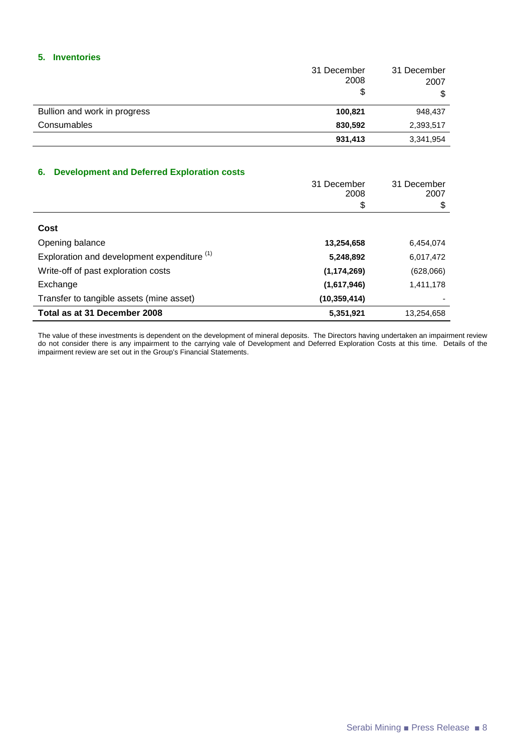### 5. Inventories

| | 31 December 2008 $ | 31 December 2007 $ |
|---|---|---|
| Bullion and work in progress | **100,821** | 948,437 |
| Consumables | **830,592** | 2,393,517 |
| | **931,413** | 3,341,954 |

### 6. Development and Deferred Exploration costs

| | 31 December 2008 $ | 31 December 2007 $ |
|---|---|---|
| **Cost** | | |
| Opening balance | **13,254,658** | 6,454,074 |
| Exploration and development expenditure [(1)] | **5,248,892** | 6,017,472 |
| Write-off of past exploration costs | **(1,174,269)** | (628,066) |
| Exchange | **(1,617,946)** | 1,411,178 |
| Transfer to tangible assets (mine asset) | **(10,359,414)** | - |
| **Total as at 31 December 2008** | **5,351,921** | 13,254,658 |

The value of these investments is dependent on the development of mineral deposits. The Directors having undertaken an impairment review do not consider there is any impairment to the carrying vale of Development and Deferred Exploration Costs at this time. Details of the impairment review are set out in the Group's Financial Statements.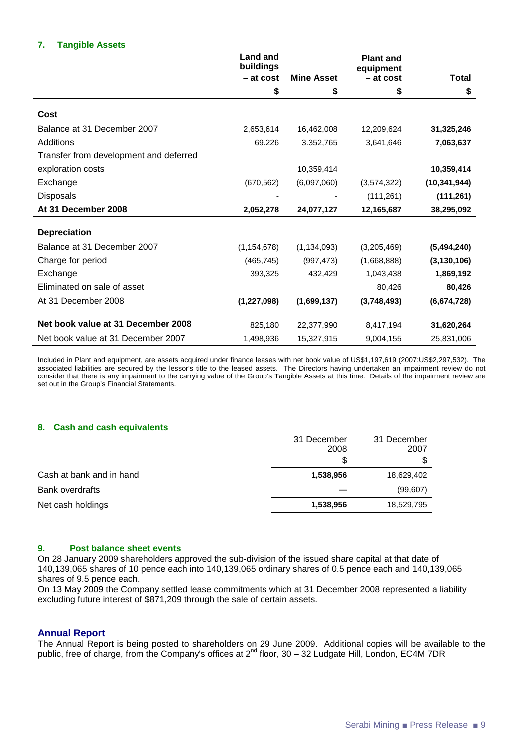## 7. Tangible Assets

| | Land and buildings – at cost | Mine Asset | Plant and equipment – at cost | Total |
|---|---|---|---|---|
| | $ | $ | $ | $ |
| **Cost** | | | | |
| Balance at 31 December 2007 | 2,653,614 | 16,462,008 | 12,209,624 | **31,325,246** |
| Additions | 69.226 | 3.352,765 | 3,641,646 | **7,063,637** |
| Transfer from development and deferred exploration costs | | 10,359,414 | | **10,359,414** |
| Exchange | (670,562) | (6,097,060) | (3,574,322) | **(10,341,944)** |
| Disposals | - | - | (111,261) | **(111,261)** |
| **At 31 December 2008** | **2,052,278** | **24,077,127** | **12,165,687** | **38,295,092** |
| **Depreciation** | | | | |
| Balance at 31 December 2007 | (1,154,678) | (1,134,093) | (3,205,469) | **(5,494,240)** |
| Charge for period | (465,745) | (997,473) | (1,668,888) | **(3,130,106)** |
| Exchange | 393,325 | 432,429 | 1,043,438 | **1,869,192** |
| Eliminated on sale of asset | | | 80,426 | **80,426** |
| At 31 December 2008 | **(1,227,098)** | **(1,699,137)** | **(3,748,493)** | **(6,674,728)** |
| **Net book value at 31 December 2008** | 825,180 | 22,377,990 | 8,417,194 | **31,620,264** |
| Net book value at 31 December 2007 | 1,498,936 | 15,327,915 | 9,004,155 | 25,831,006 |

Included in Plant and equipment, are assets acquired under finance leases with net book value of US$1,197,619 (2007:US$2,297,532). The associated liabilities are secured by the lessor's title to the leased assets. The Directors having undertaken an impairment review do not consider that there is any impairment to the carrying value of the Group's Tangible Assets at this time. Details of the impairment review are set out in the Group's Financial Statements.

## 8. Cash and cash equivalents

| | 31 December 2008 | 31 December 2007 |
|---|---|---|
| | $ | $ |
| Cash at bank and in hand | **1,538,956** | 18,629,402 |
| Bank overdrafts | **—** | (99,607) |
| Net cash holdings | **1,538,956** | 18,529,795 |

## 9. Post balance sheet events

On 28 January 2009 shareholders approved the sub-division of the issued share capital at that date of 140,139,065 shares of 10 pence each into 140,139,065 ordinary shares of 0.5 pence each and 140,139,065 shares of 9.5 pence each.

On 13 May 2009 the Company settled lease commitments which at 31 December 2008 represented a liability excluding future interest of $871,209 through the sale of certain assets.

## Annual Report

The Annual Report is being posted to shareholders on 29 June 2009. Additional copies will be available to the public, free of charge, from the Company's offices at 2nd floor, 30 – 32 Ludgate Hill, London, EC4M 7DR